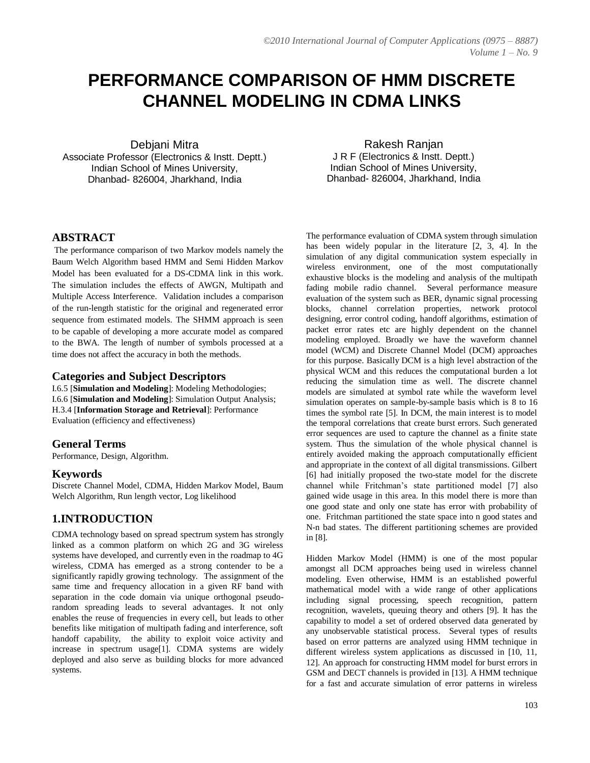# PERFORMANCE COMPARISON OF HMM DISCRETE CHANNEL MODELING IN CDMA LINKS

Debjani Mitra
Associate Professor (Electronics & Instt. Deptt.)
Indian School of Mines University,
Dhanbad- 826004, Jharkhand, India

Rakesh Ranjan
J R F (Electronics & Instt. Deptt.)
Indian School of Mines University,
Dhanbad- 826004, Jharkhand, India

## ABSTRACT

The performance comparison of two Markov models namely the Baum Welch Algorithm based HMM and Semi Hidden Markov Model has been evaluated for a DS-CDMA link in this work. The simulation includes the effects of AWGN, Multipath and Multiple Access Interference. Validation includes a comparison of the run-length statistic for the original and regenerated error sequence from estimated models. The SHMM approach is seen to be capable of developing a more accurate model as compared to the BWA. The length of number of symbols processed at a time does not affect the accuracy in both the methods.

### Categories and Subject Descriptors

I.6.5 [**Simulation and Modeling**]: Modeling Methodologies;
I.6.6 [**Simulation and Modeling**]: Simulation Output Analysis;
H.3.4 [**Information Storage and Retrieval**]: Performance Evaluation (efficiency and effectiveness)

### General Terms

Performance, Design, Algorithm.

### Keywords

Discrete Channel Model, CDMA, Hidden Markov Model, Baum Welch Algorithm, Run length vector, Log likelihood

## 1.INTRODUCTION

CDMA technology based on spread spectrum system has strongly linked as a common platform on which 2G and 3G wireless systems have developed, and currently even in the roadmap to 4G wireless, CDMA has emerged as a strong contender to be a significantly rapidly growing technology. The assignment of the same time and frequency allocation in a given RF band with separation in the code domain via unique orthogonal pseudo-random spreading leads to several advantages. It not only enables the reuse of frequencies in every cell, but leads to other benefits like mitigation of multipath fading and interference, soft handoff capability, the ability to exploit voice activity and increase in spectrum usage[1]. CDMA systems are widely deployed and also serve as building blocks for more advanced systems.

The performance evaluation of CDMA system through simulation has been widely popular in the literature [2, 3, 4]. In the simulation of any digital communication system especially in wireless environment, one of the most computationally exhaustive blocks is the modeling and analysis of the multipath fading mobile radio channel. Several performance measure evaluation of the system such as BER, dynamic signal processing blocks, channel correlation properties, network protocol designing, error control coding, handoff algorithms, estimation of packet error rates etc are highly dependent on the channel modeling employed. Broadly we have the waveform channel model (WCM) and Discrete Channel Model (DCM) approaches for this purpose. Basically DCM is a high level abstraction of the physical WCM and this reduces the computational burden a lot reducing the simulation time as well. The discrete channel models are simulated at symbol rate while the waveform level simulation operates on sample-by-sample basis which is 8 to 16 times the symbol rate [5]. In DCM, the main interest is to model the temporal correlations that create burst errors. Such generated error sequences are used to capture the channel as a finite state system. Thus the simulation of the whole physical channel is entirely avoided making the approach computationally efficient and appropriate in the context of all digital transmissions. Gilbert [6] had initially proposed the two-state model for the discrete channel while Fritchman's state partitioned model [7] also gained wide usage in this area. In this model there is more than one good state and only one state has error with probability of one. Fritchman partitioned the state space into n good states and N-n bad states. The different partitioning schemes are provided in [8].

Hidden Markov Model (HMM) is one of the most popular amongst all DCM approaches being used in wireless channel modeling. Even otherwise, HMM is an established powerful mathematical model with a wide range of other applications including signal processing, speech recognition, pattern recognition, wavelets, queuing theory and others [9]. It has the capability to model a set of ordered observed data generated by any unobservable statistical process. Several types of results based on error patterns are analyzed using HMM technique in different wireless system applications as discussed in [10, 11, 12]. An approach for constructing HMM model for burst errors in GSM and DECT channels is provided in [13]. A HMM technique for a fast and accurate simulation of error patterns in wireless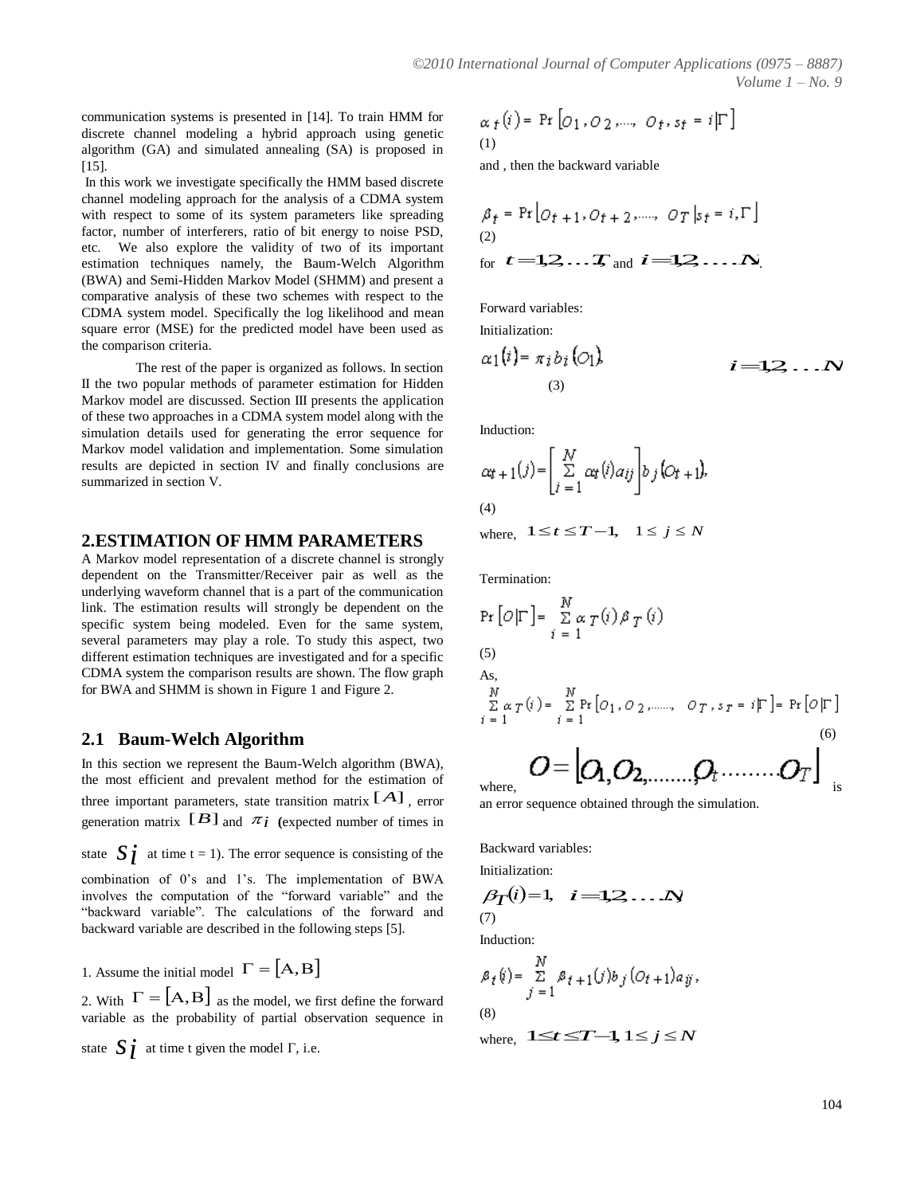communication systems is presented in [14]. To train HMM for discrete channel modeling a hybrid approach using genetic algorithm (GA) and simulated annealing (SA) is proposed in [15].

In this work we investigate specifically the HMM based discrete channel modeling approach for the analysis of a CDMA system with respect to some of its system parameters like spreading factor, number of interferers, ratio of bit energy to noise PSD, etc. We also explore the validity of two of its important estimation techniques namely, the Baum-Welch Algorithm (BWA) and Semi-Hidden Markov Model (SHMM) and present a comparative analysis of these two schemes with respect to the CDMA system model. Specifically the log likelihood and mean square error (MSE) for the predicted model have been used as the comparison criteria.

The rest of the paper is organized as follows. In section II the two popular methods of parameter estimation for Hidden Markov model are discussed. Section III presents the application of these two approaches in a CDMA system model along with the simulation details used for generating the error sequence for Markov model validation and implementation. Some simulation results are depicted in section IV and finally conclusions are summarized in section V.

## 2.ESTIMATION OF HMM PARAMETERS

A Markov model representation of a discrete channel is strongly dependent on the Transmitter/Receiver pair as well as the underlying waveform channel that is a part of the communication link. The estimation results will strongly be dependent on the specific system being modeled. Even for the same system, several parameters may play a role. To study this aspect, two different estimation techniques are investigated and for a specific CDMA system the comparison results are shown. The flow graph for BWA and SHMM is shown in Figure 1 and Figure 2.

### 2.1 Baum-Welch Algorithm

In this section we represent the Baum-Welch algorithm (BWA), the most efficient and prevalent method for the estimation of three important parameters, state transition matrix $[A]$, error generation matrix $[B]$ and $\pi_i$ (expected number of times in state $S_i$ at time t = 1). The error sequence is consisting of the combination of 0's and 1's. The implementation of BWA involves the computation of the "forward variable" and the "backward variable". The calculations of the forward and backward variable are described in the following steps [5].

1. Assume the initial model $\Gamma = [A, B]$

2. With $\Gamma = [A, B]$ as the model, we first define the forward variable as the probability of partial observation sequence in state $S_i$ at time t given the model Γ, i.e.

$$\alpha_t(i) = \Pr\left[O_1, O_2, \ldots, O_t, s_t = i \middle| \Gamma\right]$$
(1)

and , then the backward variable

$$\beta_t = \Pr\left[O_{t+1}, O_{t+2}, \ldots, O_T \middle| s_t = i, \Gamma\right]$$
(2)

for $t = 1, 2, \ldots T$, and $i = 1, 2, \ldots N$.

Forward variables:

Initialization:

$$\alpha_1(i) = \pi_i b_i(O_1), \qquad i = 1, 2, \ldots N$$
(3)

Induction:

$$\alpha_{t+1}(j) = \left[\sum_{i=1}^{N} \alpha_t(i) a_{ij}\right] b_j(O_{t+1}),$$
(4)

where, $1 \leq t \leq T-1, \quad 1 \leq j \leq N$

Termination:

$$\Pr\left[O \middle| \Gamma\right] = \sum_{i=1}^{N} \alpha_T(i) \beta_T(i)$$
(5)

As,

$$\sum_{i=1}^{N} \alpha_T(i) = \sum_{i=1}^{N} \Pr\left[O_1, O_2, \ldots, O_T, s_T = i \middle| \Gamma\right] = \Pr\left[O \middle| \Gamma\right] \qquad (6)$$

where, $O = [O_1, O_2, \ldots, O_t \ldots O_T]$ is an error sequence obtained through the simulation.

Backward variables:

Initialization:

$$\beta_T(i) = 1, \quad i = 1, 2, \ldots N$$
(7)

Induction:

$$\beta_t(i) = \sum_{j=1}^{N} \beta_{t+1}(j) b_j(O_{t+1}) a_{ij},$$
(8)

where, $1 \leq t \leq T-1, 1 \leq j \leq N$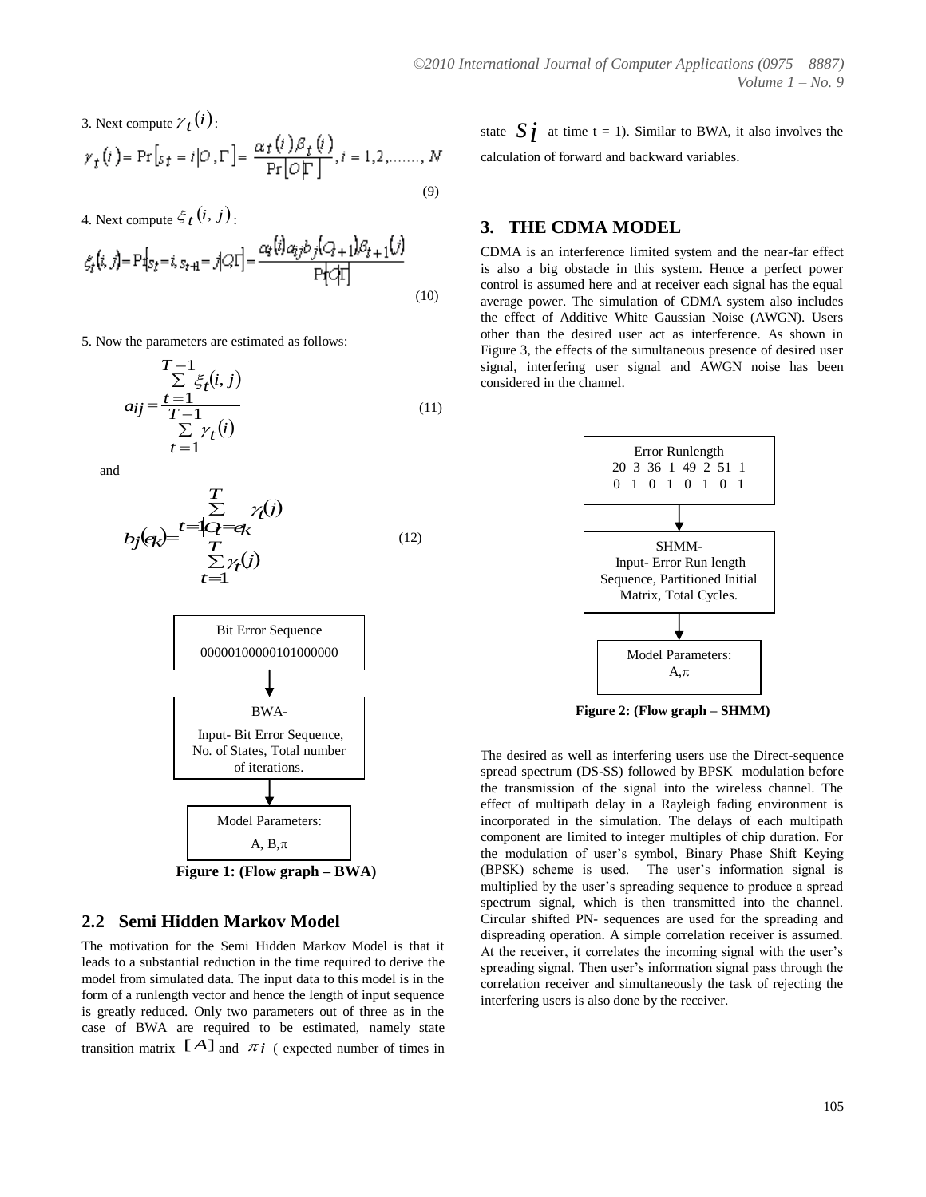3. Next compute $\gamma_t(i)$:

$$\gamma_t(i) = \Pr\left[s_t = i \middle| O, \Gamma\right] = \frac{\alpha_t(i)\beta_t(i)}{\Pr\left[O \middle| \Gamma\right]}, i = 1, 2, \ldots\ldots, N \tag{9}$$

4. Next compute $\xi_t(i, j)$:

$$\xi_t(i, j) = \Pr\left[s_t = i, s_{t+1} = j \middle| O\Gamma\right] = \frac{\alpha_t(i) a_{ij} b_j(O_{t+1}) \beta_{t+1}(j)}{\Pr\left[O \middle| \Gamma\right]} \tag{10}$$

5. Now the parameters are estimated as follows:

$$a_{ij} = \frac{\sum_{t=1}^{T-1} \xi_t(i, j)}{\sum_{t=1}^{T-1} \gamma_t(i)} \tag{11}$$

and

$$b_j(e_k) = \frac{\sum_{t=1 | O_t = e_k}^{T} \gamma_t(j)}{\sum_{t=1}^{T} \gamma_t(j)} \tag{12}$$

Bit Error Sequence
00000100000101000000
↓
BWA-
Input- Bit Error Sequence, No. of States, Total number of iterations.
↓
Model Parameters:
A, B, $\pi$

**Figure 1: (Flow graph – BWA)**

## 2.2 Semi Hidden Markov Model

The motivation for the Semi Hidden Markov Model is that it leads to a substantial reduction in the time required to derive the model from simulated data. The input data to this model is in the form of a runlength vector and hence the length of input sequence is greatly reduced. Only two parameters out of three as in the case of BWA are required to be estimated, namely state transition matrix $[A]$ and $\pi_i$ ( expected number of times in state $S_i$ at time t = 1). Similar to BWA, it also involves the calculation of forward and backward variables.

## 3. THE CDMA MODEL

CDMA is an interference limited system and the near-far effect is also a big obstacle in this system. Hence a perfect power control is assumed here and at receiver each signal has the equal average power. The simulation of CDMA system also includes the effect of Additive White Gaussian Noise (AWGN). Users other than the desired user act as interference. As shown in Figure 3, the effects of the simultaneous presence of desired user signal, interfering user signal and AWGN noise has been considered in the channel.

Error Runlength
20 3 36 1 49 2 51 1
0 1 0 1 0 1 0 1
↓
SHMM-
Input- Error Run length Sequence, Partitioned Initial Matrix, Total Cycles.
↓
Model Parameters:
A, $\pi$

**Figure 2: (Flow graph – SHMM)**

The desired as well as interfering users use the Direct-sequence spread spectrum (DS-SS) followed by BPSK modulation before the transmission of the signal into the wireless channel. The effect of multipath delay in a Rayleigh fading environment is incorporated in the simulation. The delays of each multipath component are limited to integer multiples of chip duration. For the modulation of user's symbol, Binary Phase Shift Keying (BPSK) scheme is used. The user's information signal is multiplied by the user's spreading sequence to produce a spread spectrum signal, which is then transmitted into the channel. Circular shifted PN- sequences are used for the spreading and dispreading operation. A simple correlation receiver is assumed. At the receiver, it correlates the incoming signal with the user's spreading signal. Then user's information signal pass through the correlation receiver and simultaneously the task of rejecting the interfering users is also done by the receiver.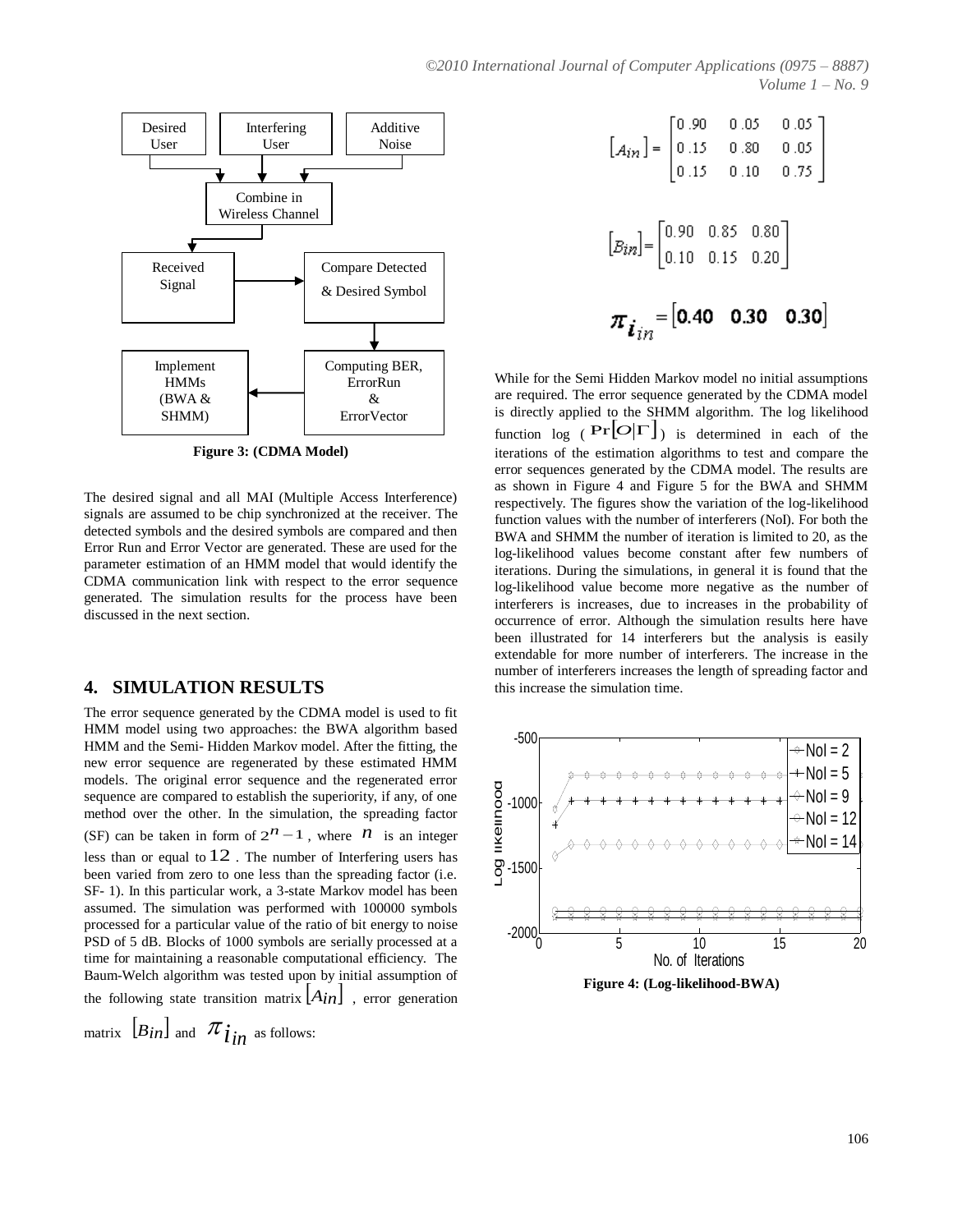Figure 3: (CDMA Model)

The desired signal and all MAI (Multiple Access Interference) signals are assumed to be chip synchronized at the receiver. The detected symbols and the desired symbols are compared and then Error Run and Error Vector are generated. These are used for the parameter estimation of an HMM model that would identify the CDMA communication link with respect to the error sequence generated. The simulation results for the process have been discussed in the next section.

## 4. SIMULATION RESULTS

The error sequence generated by the CDMA model is used to fit HMM model using two approaches: the BWA algorithm based HMM and the Semi- Hidden Markov model. After the fitting, the new error sequence are regenerated by these estimated HMM models. The original error sequence and the regenerated error sequence are compared to establish the superiority, if any, of one method over the other. In the simulation, the spreading factor (SF) can be taken in form of $2^n - 1$, where $n$ is an integer less than or equal to $12$. The number of Interfering users has been varied from zero to one less than the spreading factor (i.e. SF- 1). In this particular work, a 3-state Markov model has been assumed. The simulation was performed with 100000 symbols processed for a particular value of the ratio of bit energy to noise PSD of 5 dB. Blocks of 1000 symbols are serially processed at a time for maintaining a reasonable computational efficiency. The Baum-Welch algorithm was tested upon by initial assumption of the following state transition matrix $[A_{in}]$, error generation matrix $[B_{in}]$ and $\pi_{i_{in}}$ as follows:

$$[A_{in}] = \begin{bmatrix} 0.90 & 0.05 & 0.05 \\ 0.15 & 0.80 & 0.05 \\ 0.15 & 0.10 & 0.75 \end{bmatrix}$$

$$[B_{in}] = \begin{bmatrix} 0.90 & 0.85 & 0.80 \\ 0.10 & 0.15 & 0.20 \end{bmatrix}$$

$$\pi_{i_{in}} = \begin{bmatrix} 0.40 & 0.30 & 0.30 \end{bmatrix}$$

While for the Semi Hidden Markov model no initial assumptions are required. The error sequence generated by the CDMA model is directly applied to the SHMM algorithm. The log likelihood function $\log(\Pr[O|\Gamma])$ is determined in each of the iterations of the estimation algorithms to test and compare the error sequences generated by the CDMA model. The results are as shown in Figure 4 and Figure 5 for the BWA and SHMM respectively. The figures show the variation of the log-likelihood function values with the number of interferers (NoI). For both the BWA and SHMM the number of iteration is limited to 20, as the log-likelihood values become constant after few numbers of iterations. During the simulations, in general it is found that the log-likelihood value become more negative as the number of interferers is increases, due to increases in the probability of occurrence of error. Although the simulation results here have been illustrated for 14 interferers but the analysis is easily extendable for more number of interferers. The increase in the number of interferers increases the length of spreading factor and this increase the simulation time.

Figure 4: (Log-likelihood-BWA)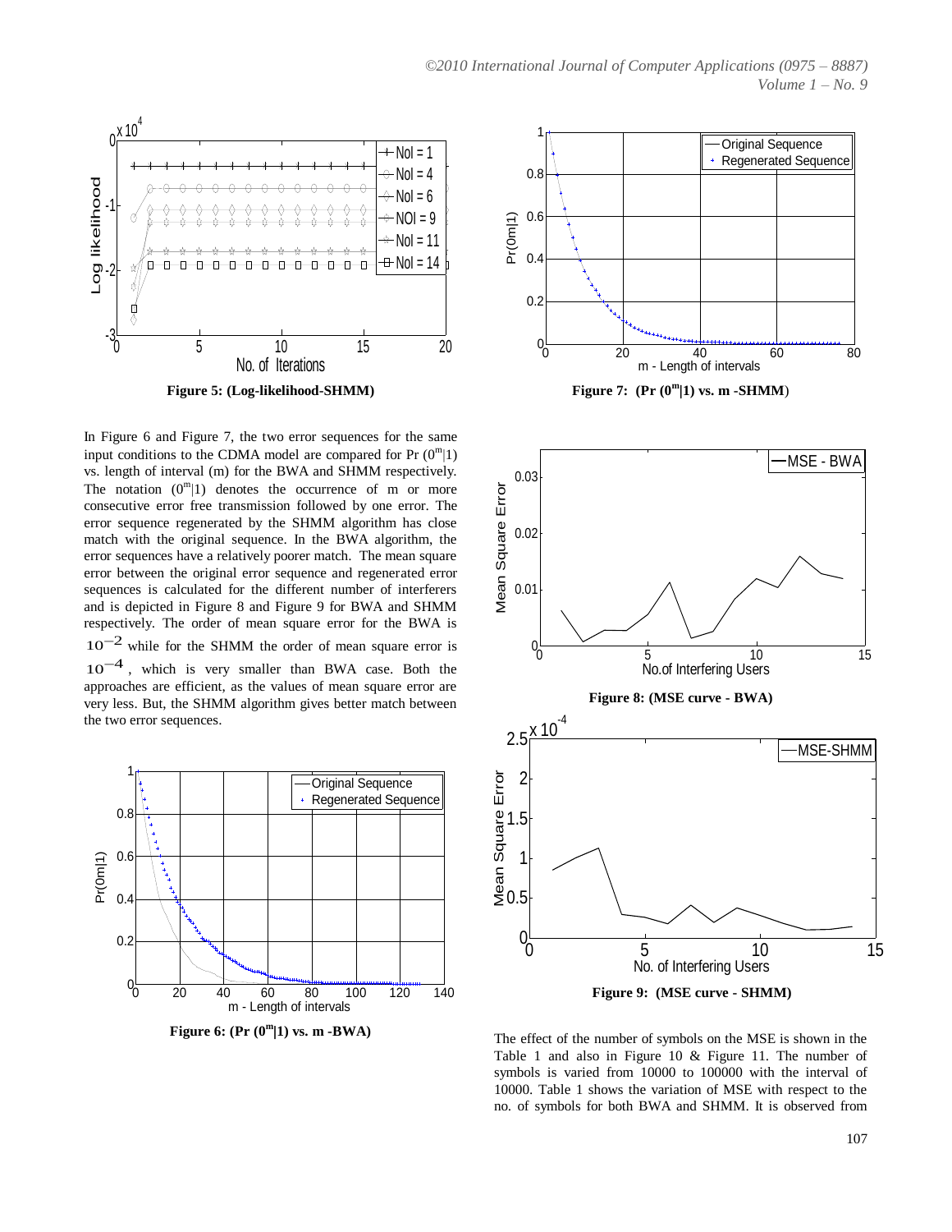Figure 5: (Log-likelihood-SHMM)

In Figure 6 and Figure 7, the two error sequences for the same input conditions to the CDMA model are compared for Pr $(0^m|1)$ vs. length of interval (m) for the BWA and SHMM respectively. The notation $(0^m|1)$ denotes the occurrence of m or more consecutive error free transmission followed by one error. The error sequence regenerated by the SHMM algorithm has close match with the original sequence. In the BWA algorithm, the error sequences have a relatively poorer match. The mean square error between the original error sequence and regenerated error sequences is calculated for the different number of interferers and is depicted in Figure 8 and Figure 9 for BWA and SHMM respectively. The order of mean square error for the BWA is $10^{-2}$ while for the SHMM the order of mean square error is $10^{-4}$, which is very smaller than BWA case. Both the approaches are efficient, as the values of mean square error are very less. But, the SHMM algorithm gives better match between the two error sequences.

Figure 6: (Pr $(0^m|1)$ vs. m -BWA)

Figure 7: (Pr $(0^m|1)$ vs. m -SHMM)

Figure 8: (MSE curve - BWA)

Figure 9: (MSE curve - SHMM)

The effect of the number of symbols on the MSE is shown in the Table 1 and also in Figure 10 & Figure 11. The number of symbols is varied from 10000 to 100000 with the interval of 10000. Table 1 shows the variation of MSE with respect to the no. of symbols for both BWA and SHMM. It is observed from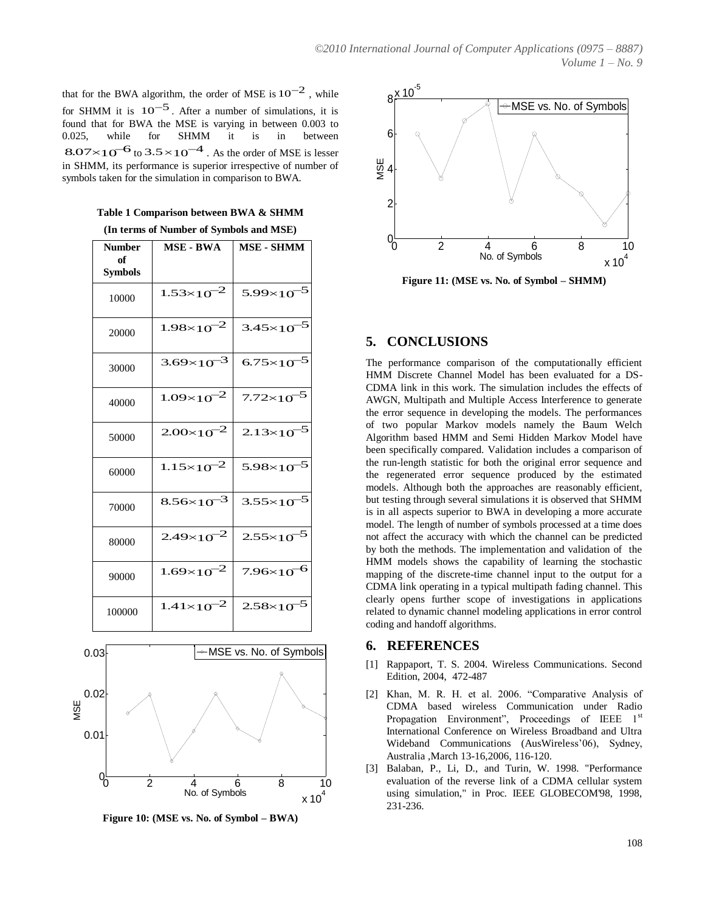that for the BWA algorithm, the order of MSE is $10^{-2}$, while for SHMM it is $10^{-5}$. After a number of simulations, it is found that for BWA the MSE is varying in between 0.003 to 0.025, while for SHMM it is in between $8.07\times10^{-6}$ to $3.5\times10^{-4}$. As the order of MSE is lesser in SHMM, its performance is superior irrespective of number of symbols taken for the simulation in comparison to BWA.

**Table 1 Comparison between BWA & SHMM**

**(In terms of Number of Symbols and MSE)**

| Number of Symbols | MSE - BWA | MSE - SHMM |
|---|---|---|
| 10000 | $1.53\times10^{-2}$ | $5.99\times10^{-5}$ |
| 20000 | $1.98\times10^{-2}$ | $3.45\times10^{-5}$ |
| 30000 | $3.69\times10^{-3}$ | $6.75\times10^{-5}$ |
| 40000 | $1.09\times10^{-2}$ | $7.72\times10^{-5}$ |
| 50000 | $2.00\times10^{-2}$ | $2.13\times10^{-5}$ |
| 60000 | $1.15\times10^{-2}$ | $5.98\times10^{-5}$ |
| 70000 | $8.56\times10^{-3}$ | $3.55\times10^{-5}$ |
| 80000 | $2.49\times10^{-2}$ | $2.55\times10^{-5}$ |
| 90000 | $1.69\times10^{-2}$ | $7.96\times10^{-6}$ |
| 100000 | $1.41\times10^{-2}$ | $2.58\times10^{-5}$ |

**Figure 10: (MSE vs. No. of Symbol – BWA)**

**Figure 11: (MSE vs. No. of Symbol – SHMM)**

## 5. CONCLUSIONS

The performance comparison of the computationally efficient HMM Discrete Channel Model has been evaluated for a DS-CDMA link in this work. The simulation includes the effects of AWGN, Multipath and Multiple Access Interference to generate the error sequence in developing the models. The performances of two popular Markov models namely the Baum Welch Algorithm based HMM and Semi Hidden Markov Model have been specifically compared. Validation includes a comparison of the run-length statistic for both the original error sequence and the regenerated error sequence produced by the estimated models. Although both the approaches are reasonably efficient, but testing through several simulations it is observed that SHMM is in all aspects superior to BWA in developing a more accurate model. The length of number of symbols processed at a time does not affect the accuracy with which the channel can be predicted by both the methods. The implementation and validation of the HMM models shows the capability of learning the stochastic mapping of the discrete-time channel input to the output for a CDMA link operating in a typical multipath fading channel. This clearly opens further scope of investigations in applications related to dynamic channel modeling applications in error control coding and handoff algorithms.

## 6. REFERENCES

[1] Rappaport, T. S. 2004. Wireless Communications. Second Edition, 2004, 472-487

[2] Khan, M. R. H. et al. 2006. "Comparative Analysis of CDMA based wireless Communication under Radio Propagation Environment", Proceedings of IEEE 1st International Conference on Wireless Broadband and Ultra Wideband Communications (AusWireless'06), Sydney, Australia ,March 13-16,2006, 116-120.

[3] Balaban, P., Li, D., and Turin, W. 1998. "Performance evaluation of the reverse link of a CDMA cellular system using simulation," in Proc. IEEE GLOBECOM'98, 1998, 231-236.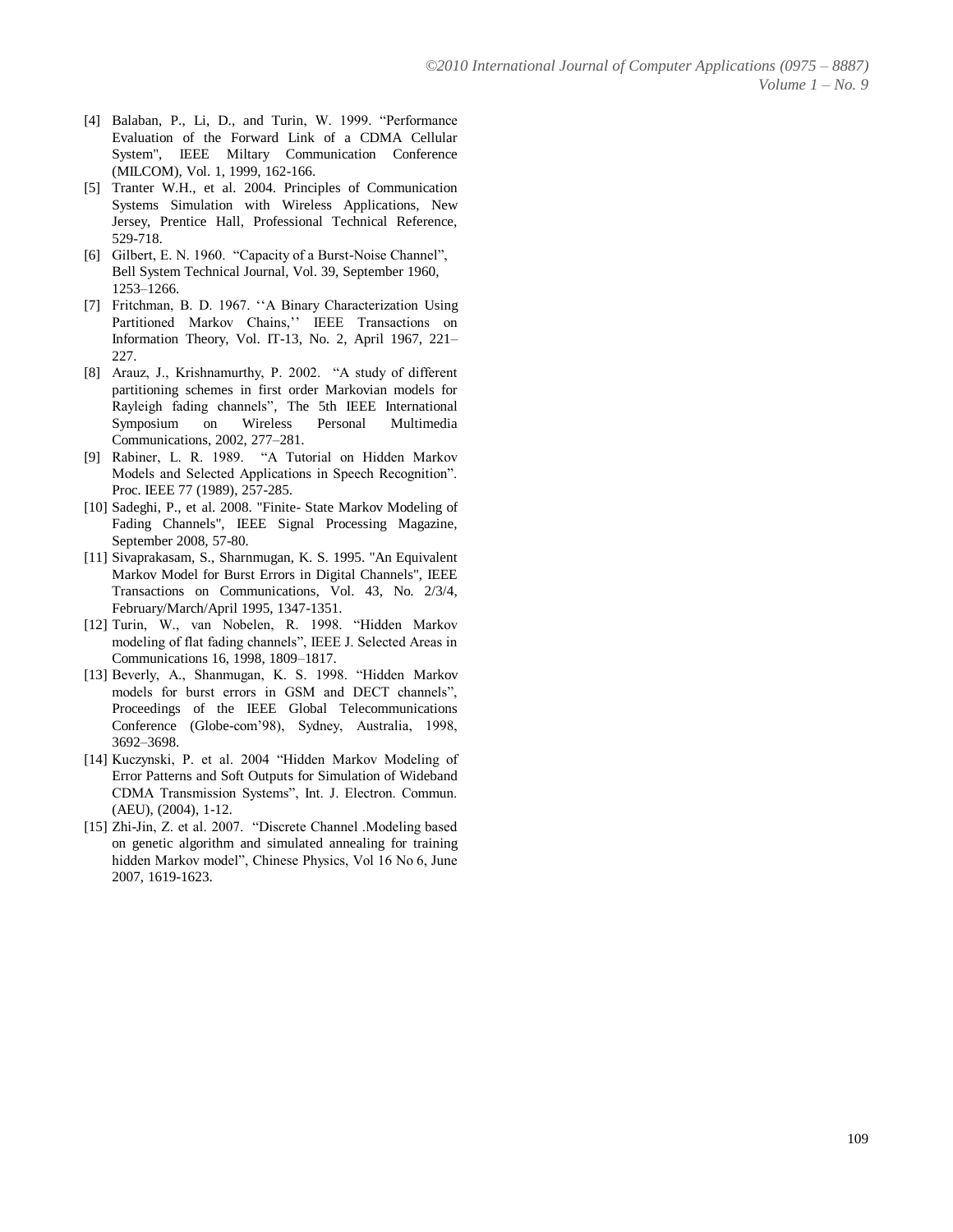- [4] Balaban, P., Li, D., and Turin, W. 1999. "Performance Evaluation of the Forward Link of a CDMA Cellular System", IEEE Miltary Communication Conference (MILCOM), Vol. 1, 1999, 162-166.
- [5] Tranter W.H., et al. 2004. Principles of Communication Systems Simulation with Wireless Applications, New Jersey, Prentice Hall, Professional Technical Reference, 529-718.
- [6] Gilbert, E. N. 1960. "Capacity of a Burst-Noise Channel", Bell System Technical Journal, Vol. 39, September 1960, 1253–1266.
- [7] Fritchman, B. D. 1967. ''A Binary Characterization Using Partitioned Markov Chains,'' IEEE Transactions on Information Theory, Vol. IT-13, No. 2, April 1967, 221–227.
- [8] Arauz, J., Krishnamurthy, P. 2002. "A study of different partitioning schemes in first order Markovian models for Rayleigh fading channels", The 5th IEEE International Symposium on Wireless Personal Multimedia Communications, 2002, 277–281.
- [9] Rabiner, L. R. 1989. "A Tutorial on Hidden Markov Models and Selected Applications in Speech Recognition". Proc. IEEE 77 (1989), 257-285.
- [10] Sadeghi, P., et al. 2008. "Finite- State Markov Modeling of Fading Channels", IEEE Signal Processing Magazine, September 2008, 57-80.
- [11] Sivaprakasam, S., Sharnmugan, K. S. 1995. "An Equivalent Markov Model for Burst Errors in Digital Channels", IEEE Transactions on Communications, Vol. 43, No. 2/3/4, February/March/April 1995, 1347-1351.
- [12] Turin, W., van Nobelen, R. 1998. "Hidden Markov modeling of flat fading channels", IEEE J. Selected Areas in Communications 16, 1998, 1809–1817.
- [13] Beverly, A., Shanmugan, K. S. 1998. "Hidden Markov models for burst errors in GSM and DECT channels", Proceedings of the IEEE Global Telecommunications Conference (Globe-com'98), Sydney, Australia, 1998, 3692–3698.
- [14] Kuczynski, P. et al. 2004 "Hidden Markov Modeling of Error Patterns and Soft Outputs for Simulation of Wideband CDMA Transmission Systems", Int. J. Electron. Commun. (AEU), (2004), 1-12.
- [15] Zhi-Jin, Z. et al. 2007. "Discrete Channel .Modeling based on genetic algorithm and simulated annealing for training hidden Markov model", Chinese Physics, Vol 16 No 6, June 2007, 1619-1623.